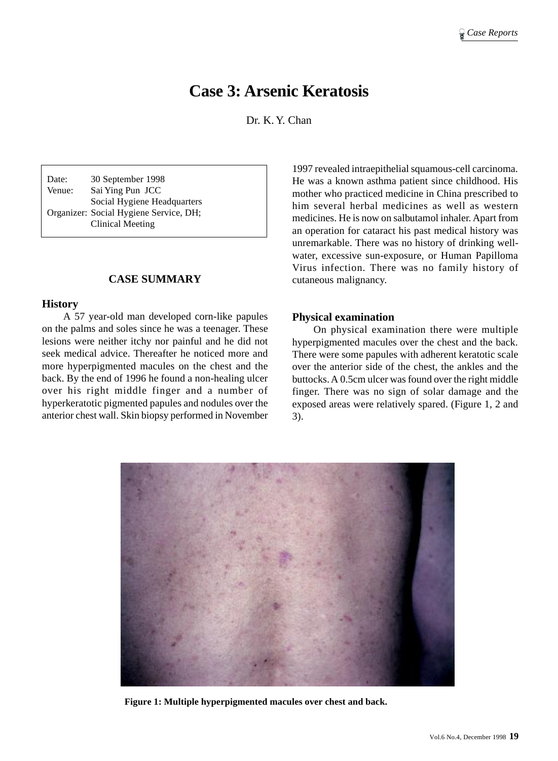# Case 3: Arsenic Keratosis

Dr. K. Y. Chan

| | |
|---|---|
| Date: | 30 September 1998 |
| Venue: | Sai Ying Pun JCC Social Hygiene Headquarters |
| Organizer: | Social Hygiene Service, DH; Clinical Meeting |

## CASE SUMMARY

### History

A 57 year-old man developed corn-like papules on the palms and soles since he was a teenager. These lesions were neither itchy nor painful and he did not seek medical advice. Thereafter he noticed more and more hyperpigmented macules on the chest and the back. By the end of 1996 he found a non-healing ulcer over his right middle finger and a number of hyperkeratotic pigmented papules and nodules over the anterior chest wall. Skin biopsy performed in November 1997 revealed intraepithelial squamous-cell carcinoma. He was a known asthma patient since childhood. His mother who practiced medicine in China prescribed to him several herbal medicines as well as western medicines. He is now on salbutamol inhaler. Apart from an operation for cataract his past medical history was unremarkable. There was no history of drinking well-water, excessive sun-exposure, or Human Papilloma Virus infection. There was no family history of cutaneous malignancy.

### Physical examination

On physical examination there were multiple hyperpigmented macules over the chest and the back. There were some papules with adherent keratotic scale over the anterior side of the chest, the ankles and the buttocks. A 0.5cm ulcer was found over the right middle finger. There was no sign of solar damage and the exposed areas were relatively spared. (Figure 1, 2 and 3).

**Figure 1: Multiple hyperpigmented macules over chest and back.**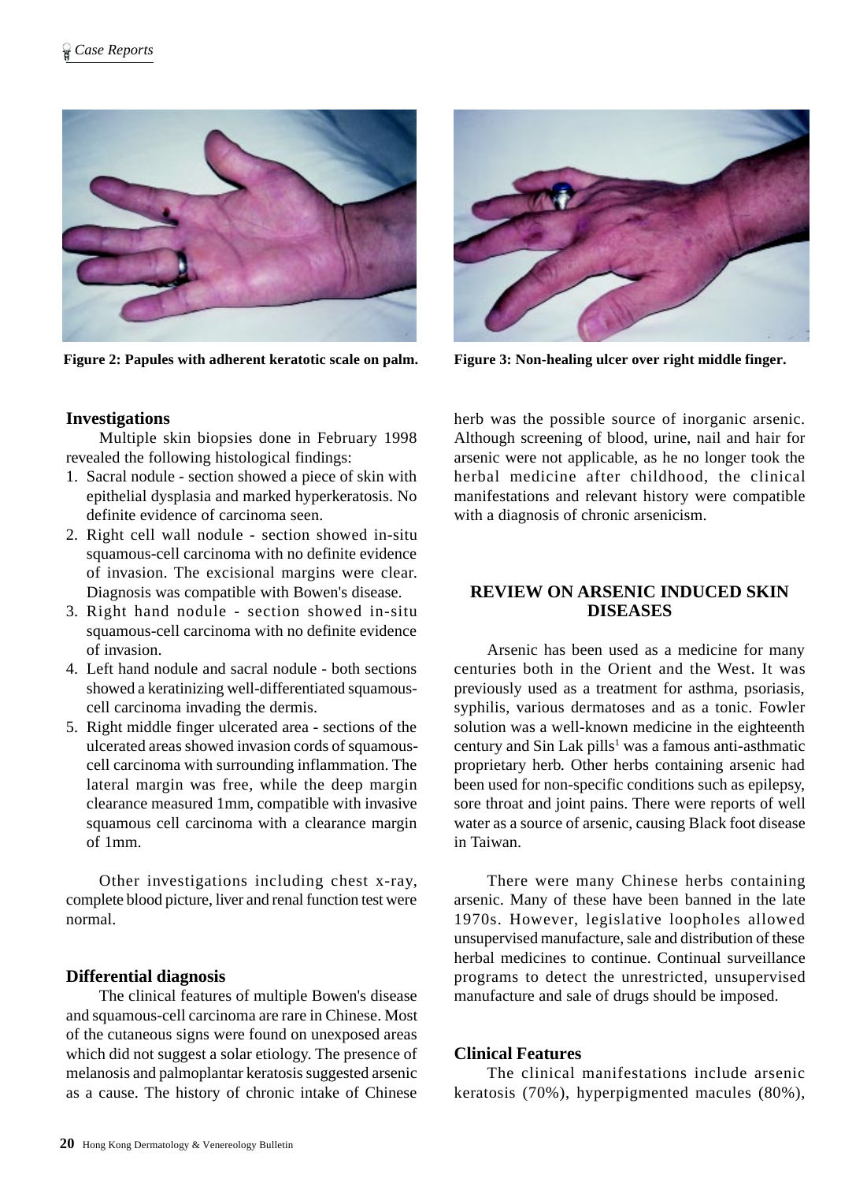Figure 2: Papules with adherent keratotic scale on palm.

Figure 3: Non-healing ulcer over right middle finger.

### Investigations

Multiple skin biopsies done in February 1998 revealed the following histological findings:

1. Sacral nodule - section showed a piece of skin with epithelial dysplasia and marked hyperkeratosis. No definite evidence of carcinoma seen.
2. Right cell wall nodule - section showed in-situ squamous-cell carcinoma with no definite evidence of invasion. The excisional margins were clear. Diagnosis was compatible with Bowen's disease.
3. Right hand nodule - section showed in-situ squamous-cell carcinoma with no definite evidence of invasion.
4. Left hand nodule and sacral nodule - both sections showed a keratinizing well-differentiated squamous-cell carcinoma invading the dermis.
5. Right middle finger ulcerated area - sections of the ulcerated areas showed invasion cords of squamous-cell carcinoma with surrounding inflammation. The lateral margin was free, while the deep margin clearance measured 1mm, compatible with invasive squamous cell carcinoma with a clearance margin of 1mm.

Other investigations including chest x-ray, complete blood picture, liver and renal function test were normal.

### Differential diagnosis

The clinical features of multiple Bowen's disease and squamous-cell carcinoma are rare in Chinese. Most of the cutaneous signs were found on unexposed areas which did not suggest a solar etiology. The presence of melanosis and palmoplantar keratosis suggested arsenic as a cause. The history of chronic intake of Chinese herb was the possible source of inorganic arsenic. Although screening of blood, urine, nail and hair for arsenic were not applicable, as he no longer took the herbal medicine after childhood, the clinical manifestations and relevant history were compatible with a diagnosis of chronic arsenicism.

## REVIEW ON ARSENIC INDUCED SKIN DISEASES

Arsenic has been used as a medicine for many centuries both in the Orient and the West. It was previously used as a treatment for asthma, psoriasis, syphilis, various dermatoses and as a tonic. Fowler solution was a well-known medicine in the eighteenth century and Sin Lak pills[1] was a famous anti-asthmatic proprietary herb. Other herbs containing arsenic had been used for non-specific conditions such as epilepsy, sore throat and joint pains. There were reports of well water as a source of arsenic, causing Black foot disease in Taiwan.

There were many Chinese herbs containing arsenic. Many of these have been banned in the late 1970s. However, legislative loopholes allowed unsupervised manufacture, sale and distribution of these herbal medicines to continue. Continual surveillance programs to detect the unrestricted, unsupervised manufacture and sale of drugs should be imposed.

### Clinical Features

The clinical manifestations include arsenic keratosis (70%), hyperpigmented macules (80%),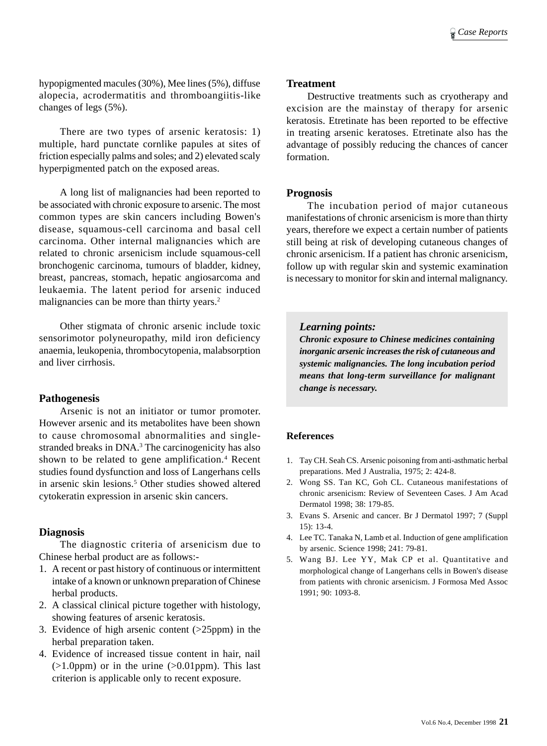hypopigmented macules (30%), Mee lines (5%), diffuse alopecia, acrodermatitis and thromboangiitis-like changes of legs (5%).

There are two types of arsenic keratosis: 1) multiple, hard punctate cornlike papules at sites of friction especially palms and soles; and 2) elevated scaly hyperpigmented patch on the exposed areas.

A long list of malignancies had been reported to be associated with chronic exposure to arsenic. The most common types are skin cancers including Bowen's disease, squamous-cell carcinoma and basal cell carcinoma. Other internal malignancies which are related to chronic arsenicism include squamous-cell bronchogenic carcinoma, tumours of bladder, kidney, breast, pancreas, stomach, hepatic angiosarcoma and leukaemia. The latent period for arsenic induced malignancies can be more than thirty years.[2]

Other stigmata of chronic arsenic include toxic sensorimotor polyneuropathy, mild iron deficiency anaemia, leukopenia, thrombocytopenia, malabsorption and liver cirrhosis.

### Pathogenesis

Arsenic is not an initiator or tumor promoter. However arsenic and its metabolites have been shown to cause chromosomal abnormalities and single-stranded breaks in DNA.[3] The carcinogenicity has also shown to be related to gene amplification.[4] Recent studies found dysfunction and loss of Langerhans cells in arsenic skin lesions.[5] Other studies showed altered cytokeratin expression in arsenic skin cancers.

### Diagnosis

The diagnostic criteria of arsenicism due to Chinese herbal product are as follows:-

1. A recent or past history of continuous or intermittent intake of a known or unknown preparation of Chinese herbal products.
2. A classical clinical picture together with histology, showing features of arsenic keratosis.
3. Evidence of high arsenic content (>25ppm) in the herbal preparation taken.
4. Evidence of increased tissue content in hair, nail (>1.0ppm) or in the urine (>0.01ppm). This last criterion is applicable only to recent exposure.

### Treatment

Destructive treatments such as cryotherapy and excision are the mainstay of therapy for arsenic keratosis. Etretinate has been reported to be effective in treating arsenic keratoses. Etretinate also has the advantage of possibly reducing the chances of cancer formation.

### Prognosis

The incubation period of major cutaneous manifestations of chronic arsenicism is more than thirty years, therefore we expect a certain number of patients still being at risk of developing cutaneous changes of chronic arsenicism. If a patient has chronic arsenicism, follow up with regular skin and systemic examination is necessary to monitor for skin and internal malignancy.

> ***Learning points:***
> ***Chronic exposure to Chinese medicines containing inorganic arsenic increases the risk of cutaneous and systemic malignancies. The long incubation period means that long-term surveillance for malignant change is necessary.***

### References

1. Tay CH. Seah CS. Arsenic poisoning from anti-asthmatic herbal preparations. Med J Australia, 1975; 2: 424-8.
2. Wong SS. Tan KC, Goh CL. Cutaneous manifestations of chronic arsenicism: Review of Seventeen Cases. J Am Acad Dermatol 1998; 38: 179-85.
3. Evans S. Arsenic and cancer. Br J Dermatol 1997; 7 (Suppl 15): 13-4.
4. Lee TC. Tanaka N, Lamb et al. Induction of gene amplification by arsenic. Science 1998; 241: 79-81.
5. Wang BJ. Lee YY, Mak CP et al. Quantitative and morphological change of Langerhans cells in Bowen's disease from patients with chronic arsenicism. J Formosa Med Assoc 1991; 90: 1093-8.